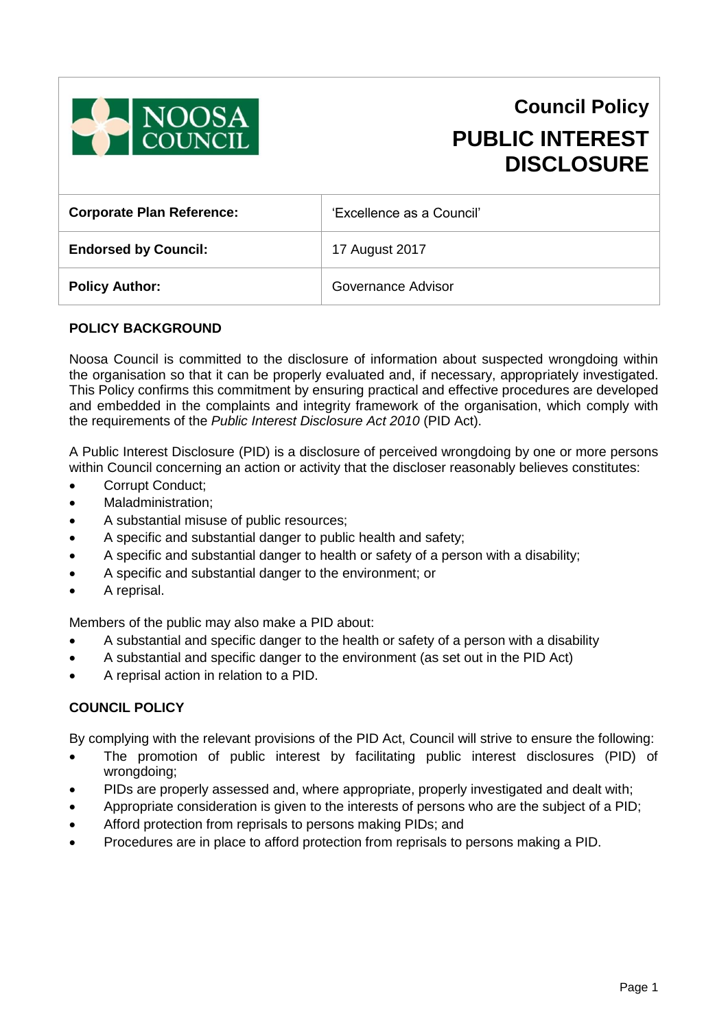NOOSA COUNCIL

# Council Policy

# PUBLIC INTEREST DISCLOSURE

| **Corporate Plan Reference:** | 'Excellence as a Council' |
| --- | --- |
| **Endorsed by Council:** | 17 August 2017 |
| **Policy Author:** | Governance Advisor |

## POLICY BACKGROUND

Noosa Council is committed to the disclosure of information about suspected wrongdoing within the organisation so that it can be properly evaluated and, if necessary, appropriately investigated. This Policy confirms this commitment by ensuring practical and effective procedures are developed and embedded in the complaints and integrity framework of the organisation, which comply with the requirements of the *Public Interest Disclosure Act 2010* (PID Act).

A Public Interest Disclosure (PID) is a disclosure of perceived wrongdoing by one or more persons within Council concerning an action or activity that the discloser reasonably believes constitutes:

- Corrupt Conduct;
- Maladministration;
- A substantial misuse of public resources;
- A specific and substantial danger to public health and safety;
- A specific and substantial danger to health or safety of a person with a disability;
- A specific and substantial danger to the environment; or
- A reprisal.

Members of the public may also make a PID about:

- A substantial and specific danger to the health or safety of a person with a disability
- A substantial and specific danger to the environment (as set out in the PID Act)
- A reprisal action in relation to a PID.

## COUNCIL POLICY

By complying with the relevant provisions of the PID Act, Council will strive to ensure the following:

- The promotion of public interest by facilitating public interest disclosures (PID) of wrongdoing;
- PIDs are properly assessed and, where appropriate, properly investigated and dealt with;
- Appropriate consideration is given to the interests of persons who are the subject of a PID;
- Afford protection from reprisals to persons making PIDs; and
- Procedures are in place to afford protection from reprisals to persons making a PID.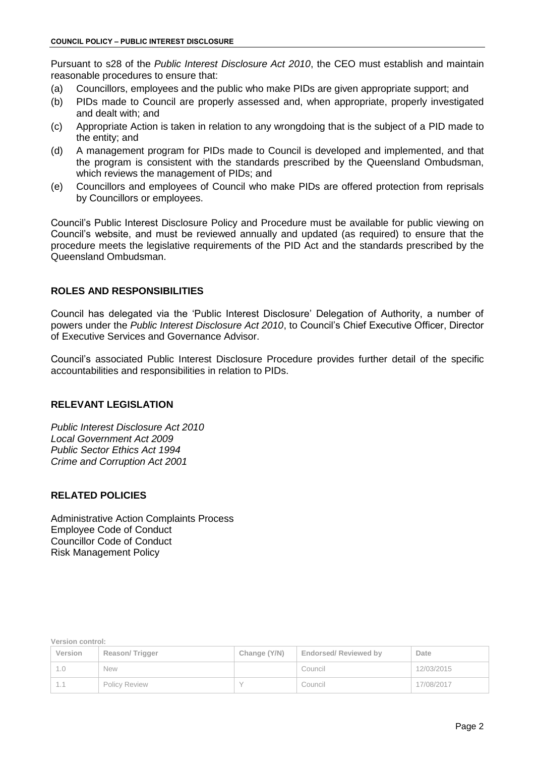Pursuant to s28 of the *Public Interest Disclosure Act 2010*, the CEO must establish and maintain reasonable procedures to ensure that:

(a) Councillors, employees and the public who make PIDs are given appropriate support; and
(b) PIDs made to Council are properly assessed and, when appropriate, properly investigated and dealt with; and
(c) Appropriate Action is taken in relation to any wrongdoing that is the subject of a PID made to the entity; and
(d) A management program for PIDs made to Council is developed and implemented, and that the program is consistent with the standards prescribed by the Queensland Ombudsman, which reviews the management of PIDs; and
(e) Councillors and employees of Council who make PIDs are offered protection from reprisals by Councillors or employees.

Council's Public Interest Disclosure Policy and Procedure must be available for public viewing on Council's website, and must be reviewed annually and updated (as required) to ensure that the procedure meets the legislative requirements of the PID Act and the standards prescribed by the Queensland Ombudsman.

## ROLES AND RESPONSIBILITIES

Council has delegated via the 'Public Interest Disclosure' Delegation of Authority, a number of powers under the *Public Interest Disclosure Act 2010*, to Council's Chief Executive Officer, Director of Executive Services and Governance Advisor.

Council's associated Public Interest Disclosure Procedure provides further detail of the specific accountabilities and responsibilities in relation to PIDs.

## RELEVANT LEGISLATION

*Public Interest Disclosure Act 2010*
*Local Government Act 2009*
*Public Sector Ethics Act 1994*
*Crime and Corruption Act 2001*

## RELATED POLICIES

Administrative Action Complaints Process
Employee Code of Conduct
Councillor Code of Conduct
Risk Management Policy

**Version control:**

| Version | Reason/ Trigger | Change (Y/N) | Endorsed/ Reviewed by | Date |
|---|---|---|---|---|
| 1.0 | New | | Council | 12/03/2015 |
| 1.1 | Policy Review | Y | Council | 17/08/2017 |